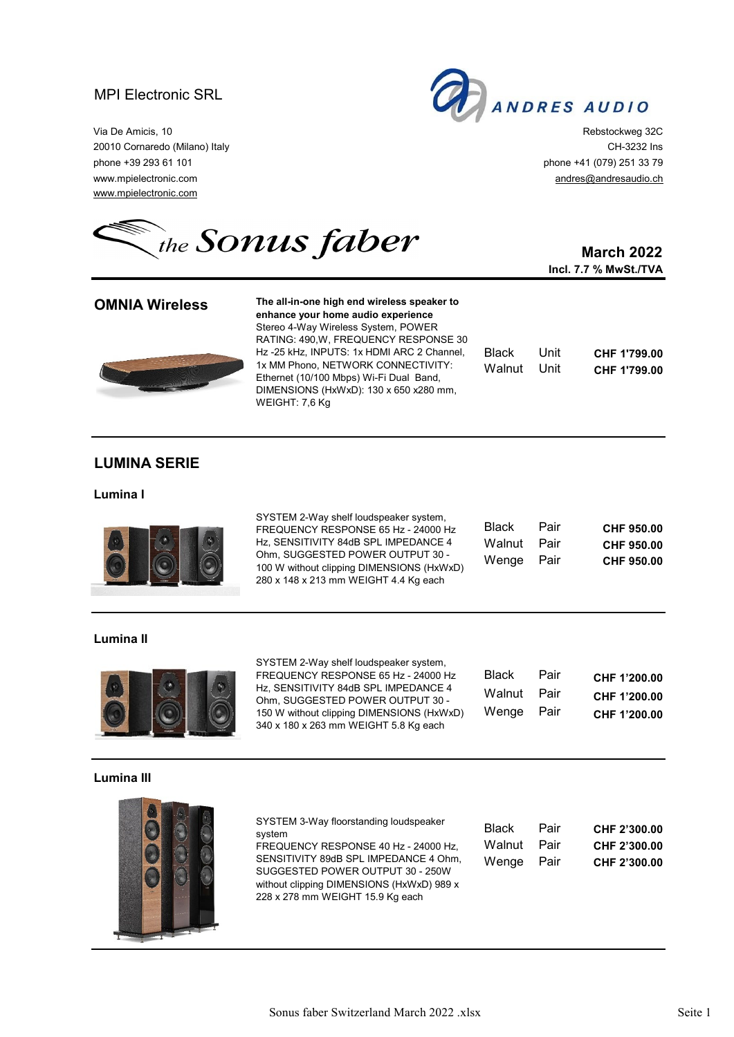MPI Electronic SRL

Via De Amicis, 10
20010 Cornaredo (Milano) Italy
phone +39 293 61 101
www.mpielectronic.com
www.mpielectronic.com

ANDRES AUDIO

Rebstockweg 32C
CH-3232 Ins
phone +41 (079) 251 33 79
andres@andresaudio.ch

the Sonus faber

**March 2022**
**Incl. 7.7 % MwSt./TVA**

## OMNIA Wireless

**The all-in-one high end wireless speaker to enhance your home audio experience**
Stereo 4-Way Wireless System, POWER RATING: 490,W, FREQUENCY RESPONSE 30 Hz -25 kHz, INPUTS: 1x HDMI ARC 2 Channel, 1x MM Phono, NETWORK CONNECTIVITY: Ethernet (10/100 Mbps) Wi-Fi Dual Band, DIMENSIONS (HxWxD): 130 x 650 x280 mm, WEIGHT: 7,6 Kg

| Finish | Unit | Price |
|---|---|---|
| Black | Unit | **CHF 1'799.00** |
| Walnut | Unit | **CHF 1'799.00** |

## LUMINA SERIE

### Lumina I

SYSTEM 2-Way shelf loudspeaker system, FREQUENCY RESPONSE 65 Hz - 24000 Hz Hz, SENSITIVITY 84dB SPL IMPEDANCE 4 Ohm, SUGGESTED POWER OUTPUT 30 - 100 W without clipping DIMENSIONS (HxWxD) 280 x 148 x 213 mm WEIGHT 4.4 Kg each

| Finish | Unit | Price |
|---|---|---|
| Black | Pair | **CHF 950.00** |
| Walnut | Pair | **CHF 950.00** |
| Wenge | Pair | **CHF 950.00** |

### Lumina II

SYSTEM 2-Way shelf loudspeaker system, FREQUENCY RESPONSE 65 Hz - 24000 Hz Hz, SENSITIVITY 84dB SPL IMPEDANCE 4 Ohm, SUGGESTED POWER OUTPUT 30 - 150 W without clipping DIMENSIONS (HxWxD) 340 x 180 x 263 mm WEIGHT 5.8 Kg each

| Finish | Unit | Price |
|---|---|---|
| Black | Pair | **CHF 1'200.00** |
| Walnut | Pair | **CHF 1'200.00** |
| Wenge | Pair | **CHF 1'200.00** |

### Lumina III

SYSTEM 3-Way floorstanding loudspeaker system
FREQUENCY RESPONSE 40 Hz - 24000 Hz, SENSITIVITY 89dB SPL IMPEDANCE 4 Ohm, SUGGESTED POWER OUTPUT 30 - 250W without clipping DIMENSIONS (HxWxD) 989 x 228 x 278 mm WEIGHT 15.9 Kg each

| Finish | Unit | Price |
|---|---|---|
| Black | Pair | **CHF 2'300.00** |
| Walnut | Pair | **CHF 2'300.00** |
| Wenge | Pair | **CHF 2'300.00** |

Sonus faber Switzerland March 2022 .xlsx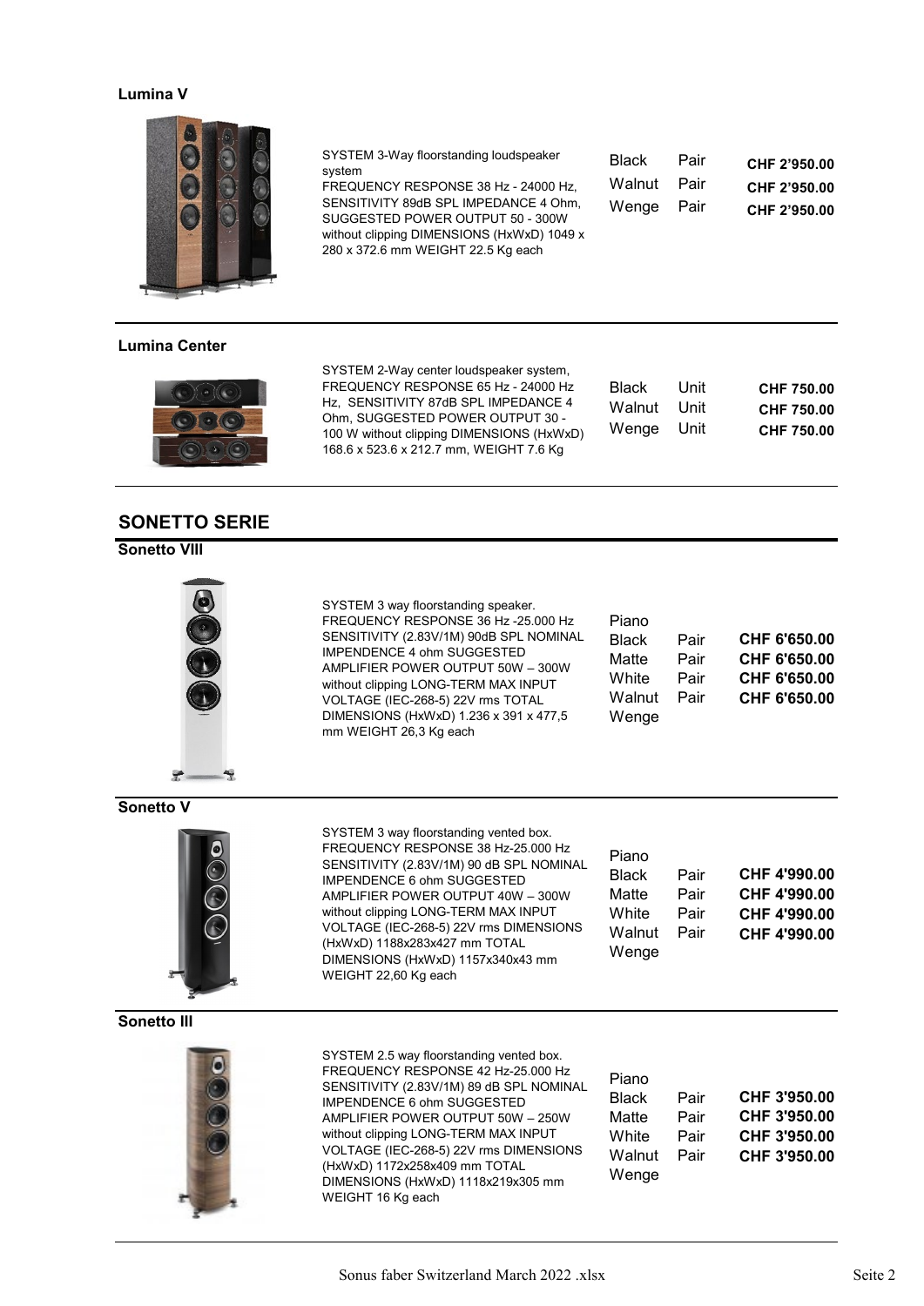### Lumina V

| Description | Finish | Unit | Price |
|---|---|---|---|
| SYSTEM 3-Way floorstanding loudspeaker system FREQUENCY RESPONSE 38 Hz - 24000 Hz, SENSITIVITY 89dB SPL IMPEDANCE 4 Ohm, SUGGESTED POWER OUTPUT 50 - 300W without clipping DIMENSIONS (HxWxD) 1049 x 280 x 372.6 mm WEIGHT 22.5 Kg each | Black | Pair | CHF 2'950.00 |
| | Walnut | Pair | CHF 2'950.00 |
| | Wenge | Pair | CHF 2'950.00 |

### Lumina Center

| Description | Finish | Unit | Price |
|---|---|---|---|
| SYSTEM 2-Way center loudspeaker system, FREQUENCY RESPONSE 65 Hz - 24000 Hz Hz, SENSITIVITY 87dB SPL IMPEDANCE 4 Ohm, SUGGESTED POWER OUTPUT 30 - 100 W without clipping DIMENSIONS (HxWxD) 168.6 x 523.6 x 212.7 mm, WEIGHT 7.6 Kg | Black | Unit | CHF 750.00 |
| | Walnut | Unit | CHF 750.00 |
| | Wenge | Unit | CHF 750.00 |

## SONETTO SERIE

### Sonetto VIII

| Description | Finish | Unit | Price |
|---|---|---|---|
| SYSTEM 3 way floorstanding speaker. FREQUENCY RESPONSE 36 Hz -25.000 Hz SENSITIVITY (2.83V/1M) 90dB SPL NOMINAL IMPENDENCE 4 ohm SUGGESTED AMPLIFIER POWER OUTPUT 50W – 300W without clipping LONG-TERM MAX INPUT VOLTAGE (IEC-268-5) 22V rms TOTAL DIMENSIONS (HxWxD) 1.236 x 391 x 477,5 mm WEIGHT 26,3 Kg each | Piano Black | Pair | CHF 6'650.00 |
| | Matte White | Pair | CHF 6'650.00 |
| | Walnut | Pair | CHF 6'650.00 |
| | Wenge | Pair | CHF 6'650.00 |

### Sonetto V

| Description | Finish | Unit | Price |
|---|---|---|---|
| SYSTEM 3 way floorstanding vented box. FREQUENCY RESPONSE 38 Hz-25.000 Hz SENSITIVITY (2.83V/1M) 90 dB SPL NOMINAL IMPENDENCE 6 ohm SUGGESTED AMPLIFIER POWER OUTPUT 40W – 300W without clipping LONG-TERM MAX INPUT VOLTAGE (IEC-268-5) 22V rms DIMENSIONS (HxWxD) 1188x283x427 mm TOTAL DIMENSIONS (HxWxD) 1157x340x43 mm WEIGHT 22,60 Kg each | Piano Black | Pair | CHF 4'990.00 |
| | Matte White | Pair | CHF 4'990.00 |
| | Walnut | Pair | CHF 4'990.00 |
| | Wenge | Pair | CHF 4'990.00 |

### Sonetto III

| Description | Finish | Unit | Price |
|---|---|---|---|
| SYSTEM 2.5 way floorstanding vented box. FREQUENCY RESPONSE 42 Hz-25.000 Hz SENSITIVITY (2.83V/1M) 89 dB SPL NOMINAL IMPENDENCE 6 ohm SUGGESTED AMPLIFIER POWER OUTPUT 50W – 250W without clipping LONG-TERM MAX INPUT VOLTAGE (IEC-268-5) 22V rms DIMENSIONS (HxWxD) 1172x258x409 mm TOTAL DIMENSIONS (HxWxD) 1118x219x305 mm WEIGHT 16 Kg each | Piano Black | Pair | CHF 3'950.00 |
| | Matte White | Pair | CHF 3'950.00 |
| | Walnut | Pair | CHF 3'950.00 |
| | Wenge | Pair | CHF 3'950.00 |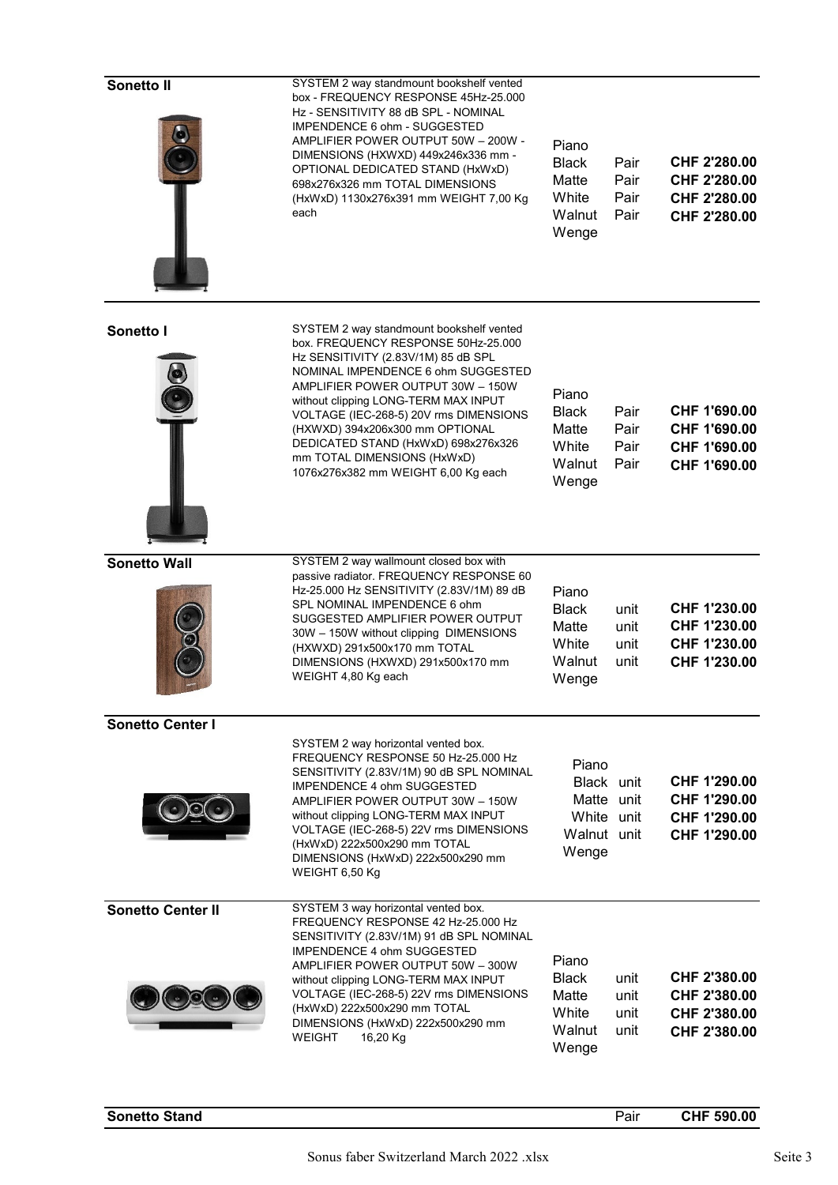| Model | Description | Finish | Unit | Price |
|---|---|---|---|---|
| **Sonetto II** | SYSTEM 2 way standmount bookshelf vented box - FREQUENCY RESPONSE 45Hz-25.000 Hz - SENSITIVITY 88 dB SPL - NOMINAL IMPENDENCE 6 ohm - SUGGESTED AMPLIFIER POWER OUTPUT 50W – 200W - DIMENSIONS (HXWXD) 449x246x336 mm - OPTIONAL DEDICATED STAND (HxWxD) 698x276x326 mm TOTAL DIMENSIONS (HxWxD) 1130x276x391 mm WEIGHT 7,00 Kg each | Piano Black | Pair | **CHF 2'280.00** |
| | | Matte White | Pair | **CHF 2'280.00** |
| | | Walnut | Pair | **CHF 2'280.00** |
| | | Wenge | Pair | **CHF 2'280.00** |
| **Sonetto I** | SYSTEM 2 way standmount bookshelf vented box. FREQUENCY RESPONSE 50Hz-25.000 Hz SENSITIVITY (2.83V/1M) 85 dB SPL NOMINAL IMPENDENCE 6 ohm SUGGESTED AMPLIFIER POWER OUTPUT 30W – 150W without clipping LONG-TERM MAX INPUT VOLTAGE (IEC-268-5) 20V rms DIMENSIONS (HXWXD) 394x206x300 mm OPTIONAL DEDICATED STAND (HxWxD) 698x276x326 mm TOTAL DIMENSIONS (HxWxD) 1076x276x382 mm WEIGHT 6,00 Kg each | Piano Black | Pair | **CHF 1'690.00** |
| | | Matte White | Pair | **CHF 1'690.00** |
| | | Walnut | Pair | **CHF 1'690.00** |
| | | Wenge | Pair | **CHF 1'690.00** |
| **Sonetto Wall** | SYSTEM 2 way wallmount closed box with passive radiator. FREQUENCY RESPONSE 60 Hz-25.000 Hz SENSITIVITY (2.83V/1M) 89 dB SPL NOMINAL IMPENDENCE 6 ohm SUGGESTED AMPLIFIER POWER OUTPUT 30W – 150W without clipping DIMENSIONS (HXWXD) 291x500x170 mm TOTAL DIMENSIONS (HXWXD) 291x500x170 mm WEIGHT 4,80 Kg each | Piano Black | unit | **CHF 1'230.00** |
| | | Matte White | unit | **CHF 1'230.00** |
| | | Walnut | unit | **CHF 1'230.00** |
| | | Wenge | unit | **CHF 1'230.00** |
| **Sonetto Center I** | SYSTEM 2 way horizontal vented box. FREQUENCY RESPONSE 50 Hz-25.000 Hz SENSITIVITY (2.83V/1M) 90 dB SPL NOMINAL IMPENDENCE 4 ohm SUGGESTED AMPLIFIER POWER OUTPUT 30W – 150W without clipping LONG-TERM MAX INPUT VOLTAGE (IEC-268-5) 22V rms DIMENSIONS (HxWxD) 222x500x290 mm TOTAL DIMENSIONS (HxWxD) 222x500x290 mm WEIGHT 6,50 Kg | Piano Black | unit | **CHF 1'290.00** |
| | | Matte White | unit | **CHF 1'290.00** |
| | | Walnut | unit | **CHF 1'290.00** |
| | | Wenge | unit | **CHF 1'290.00** |
| **Sonetto Center II** | SYSTEM 3 way horizontal vented box. FREQUENCY RESPONSE 42 Hz-25.000 Hz SENSITIVITY (2.83V/1M) 91 dB SPL NOMINAL IMPENDENCE 4 ohm SUGGESTED AMPLIFIER POWER OUTPUT 50W – 300W without clipping LONG-TERM MAX INPUT VOLTAGE (IEC-268-5) 22V rms DIMENSIONS (HxWxD) 222x500x290 mm TOTAL DIMENSIONS (HxWxD) 222x500x290 mm WEIGHT 16,20 Kg | Piano Black | unit | **CHF 2'380.00** |
| | | Matte White | unit | **CHF 2'380.00** |
| | | Walnut | unit | **CHF 2'380.00** |
| | | Wenge | unit | **CHF 2'380.00** |
| **Sonetto Stand** | | | Pair | **CHF 590.00** |

Sonus faber Switzerland March 2022 .xlsx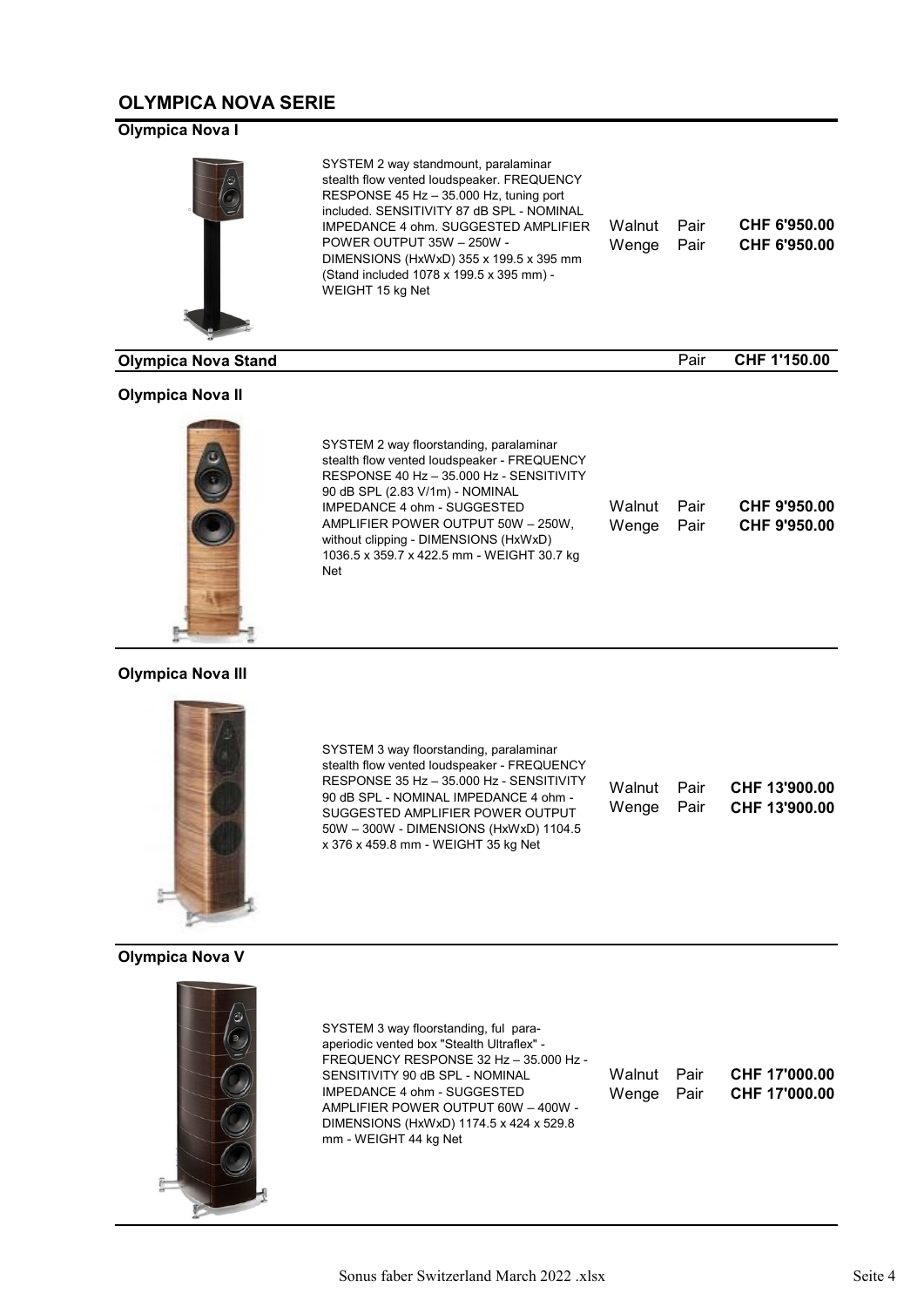## OLYMPICA NOVA SERIE

### Olympica Nova I

SYSTEM 2 way standmount, paralaminar stealth flow vented loudspeaker. FREQUENCY RESPONSE 45 Hz – 35.000 Hz, tuning port included. SENSITIVITY 87 dB SPL - NOMINAL IMPEDANCE 4 ohm. SUGGESTED AMPLIFIER POWER OUTPUT 35W – 250W - DIMENSIONS (HxWxD) 355 x 199.5 x 395 mm (Stand included 1078 x 199.5 x 395 mm) - WEIGHT 15 kg Net

| Finish | Unit | Price |
|---|---|---|
| Walnut | Pair | **CHF 6'950.00** |
| Wenge | Pair | **CHF 6'950.00** |

### Olympica Nova Stand

| Unit | Price |
|---|---|
| Pair | **CHF 1'150.00** |

### Olympica Nova II

SYSTEM 2 way floorstanding, paralaminar stealth flow vented loudspeaker - FREQUENCY RESPONSE 40 Hz – 35.000 Hz - SENSITIVITY 90 dB SPL (2.83 V/1m) - NOMINAL IMPEDANCE 4 ohm - SUGGESTED AMPLIFIER POWER OUTPUT 50W – 250W, without clipping - DIMENSIONS (HxWxD) 1036.5 x 359.7 x 422.5 mm - WEIGHT 30.7 kg Net

| Finish | Unit | Price |
|---|---|---|
| Walnut | Pair | **CHF 9'950.00** |
| Wenge | Pair | **CHF 9'950.00** |

### Olympica Nova III

SYSTEM 3 way floorstanding, paralaminar stealth flow vented loudspeaker - FREQUENCY RESPONSE 35 Hz – 35.000 Hz - SENSITIVITY 90 dB SPL - NOMINAL IMPEDANCE 4 ohm - SUGGESTED AMPLIFIER POWER OUTPUT 50W – 300W - DIMENSIONS (HxWxD) 1104.5 x 376 x 459.8 mm - WEIGHT 35 kg Net

| Finish | Unit | Price |
|---|---|---|
| Walnut | Pair | **CHF 13'900.00** |
| Wenge | Pair | **CHF 13'900.00** |

### Olympica Nova V

SYSTEM 3 way floorstanding, ful para-aperiodic vented box "Stealth Ultraflex" - FREQUENCY RESPONSE 32 Hz – 35.000 Hz - SENSITIVITY 90 dB SPL - NOMINAL IMPEDANCE 4 ohm - SUGGESTED AMPLIFIER POWER OUTPUT 60W – 400W - DIMENSIONS (HxWxD) 1174.5 x 424 x 529.8 mm - WEIGHT 44 kg Net

| Finish | Unit | Price |
|---|---|---|
| Walnut | Pair | **CHF 17'000.00** |
| Wenge | Pair | **CHF 17'000.00** |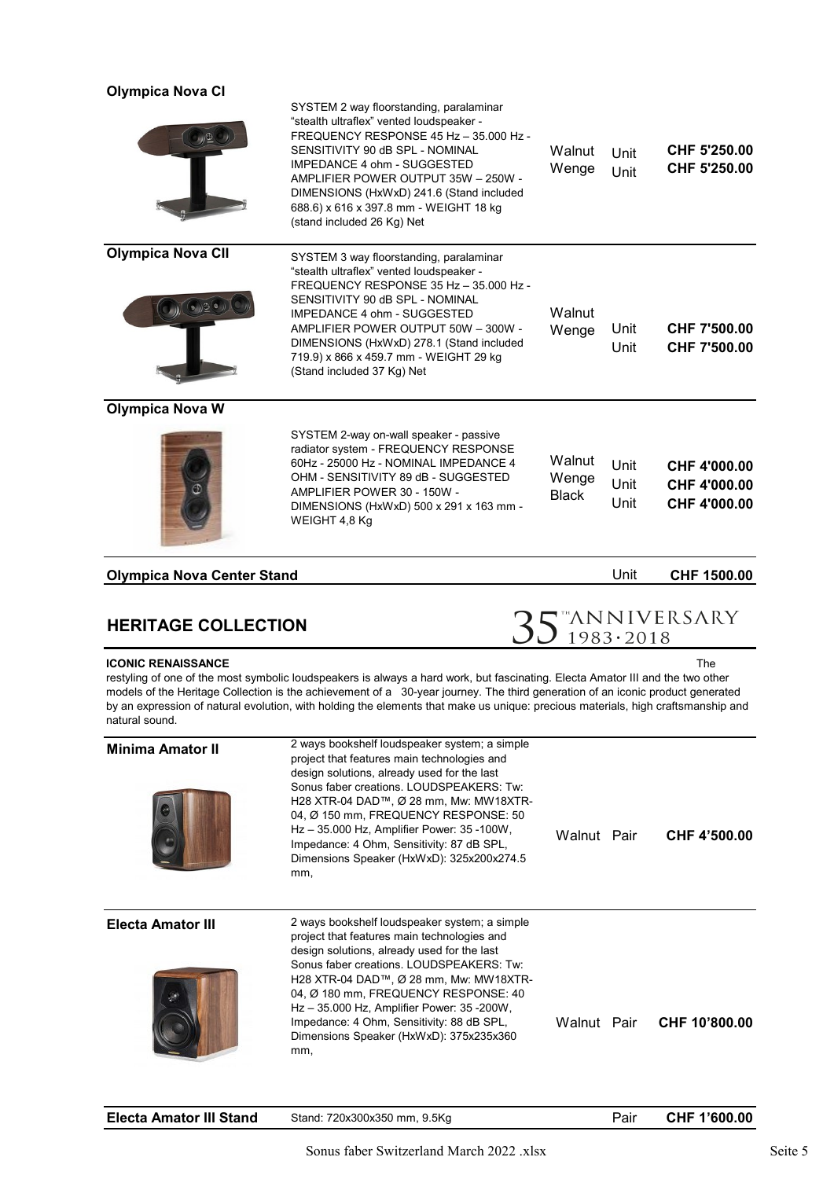| Product | Description | Finish | Unit | Price |
|---|---|---|---|---|
| **Olympica Nova CI** | SYSTEM 2 way floorstanding, paralaminar "stealth ultraflex" vented loudspeaker - FREQUENCY RESPONSE 45 Hz – 35.000 Hz - SENSITIVITY 90 dB SPL - NOMINAL IMPEDANCE 4 ohm - SUGGESTED AMPLIFIER POWER OUTPUT 35W – 250W - DIMENSIONS (HxWxD) 241.6 (Stand included 688.6) x 616 x 397.8 mm - WEIGHT 18 kg (stand included 26 Kg) Net | Walnut | Unit | **CHF 5'250.00** |
| | | Wenge | Unit | **CHF 5'250.00** |
| **Olympica Nova CII** | SYSTEM 3 way floorstanding, paralaminar "stealth ultraflex" vented loudspeaker - FREQUENCY RESPONSE 35 Hz – 35.000 Hz - SENSITIVITY 90 dB SPL - NOMINAL IMPEDANCE 4 ohm - SUGGESTED AMPLIFIER POWER OUTPUT 50W – 300W - DIMENSIONS (HxWxD) 278.1 (Stand included 719.9) x 866 x 459.7 mm - WEIGHT 29 kg (Stand included 37 Kg) Net | Walnut | Unit | **CHF 7'500.00** |
| | | Wenge | Unit | **CHF 7'500.00** |
| **Olympica Nova W** | SYSTEM 2-way on-wall speaker - passive radiator system - FREQUENCY RESPONSE 60Hz - 25000 Hz - NOMINAL IMPEDANCE 4 OHM - SENSITIVITY 89 dB - SUGGESTED AMPLIFIER POWER 30 - 150W - DIMENSIONS (HxWxD) 500 x 291 x 163 mm - WEIGHT 4,8 Kg | Walnut | Unit | **CHF 4'000.00** |
| | | Wenge | Unit | **CHF 4'000.00** |
| | | Black | Unit | **CHF 4'000.00** |
| **Olympica Nova Center Stand** | | | Unit | **CHF 1500.00** |

## HERITAGE COLLECTION

35TH ANNIVERSARY 1983·2018

**ICONIC RENAISSANCE**

The restyling of one of the most symbolic loudspeakers is always a hard work, but fascinating. Electa Amator III and the two other models of the Heritage Collection is the achievement of a 30-year journey. The third generation of an iconic product generated by an expression of natural evolution, with holding the elements that make us unique: precious materials, high craftsmanship and natural sound.

| Product | Description | Finish | Unit | Price |
|---|---|---|---|---|
| **Minima Amator II** | 2 ways bookshelf loudspeaker system; a simple project that features main technologies and design solutions, already used for the last Sonus faber creations. LOUDSPEAKERS: Tw: H28 XTR-04 DAD™, Ø 28 mm, Mw: MW18XTR-04, Ø 150 mm, FREQUENCY RESPONSE: 50 Hz – 35.000 Hz, Amplifier Power: 35 -100W, Impedance: 4 Ohm, Sensitivity: 87 dB SPL, Dimensions Speaker (HxWxD): 325x200x274.5 mm, | Walnut | Pair | **CHF 4'500.00** |
| **Electa Amator III** | 2 ways bookshelf loudspeaker system; a simple project that features main technologies and design solutions, already used for the last Sonus faber creations. LOUDSPEAKERS: Tw: H28 XTR-04 DAD™, Ø 28 mm, Mw: MW18XTR-04, Ø 180 mm, FREQUENCY RESPONSE: 40 Hz – 35.000 Hz, Amplifier Power: 35 -200W, Impedance: 4 Ohm, Sensitivity: 88 dB SPL, Dimensions Speaker (HxWxD): 375x235x360 mm, | Walnut | Pair | **CHF 10'800.00** |
| **Electa Amator III Stand** | Stand: 720x300x350 mm, 9.5Kg | | Pair | **CHF 1'600.00** |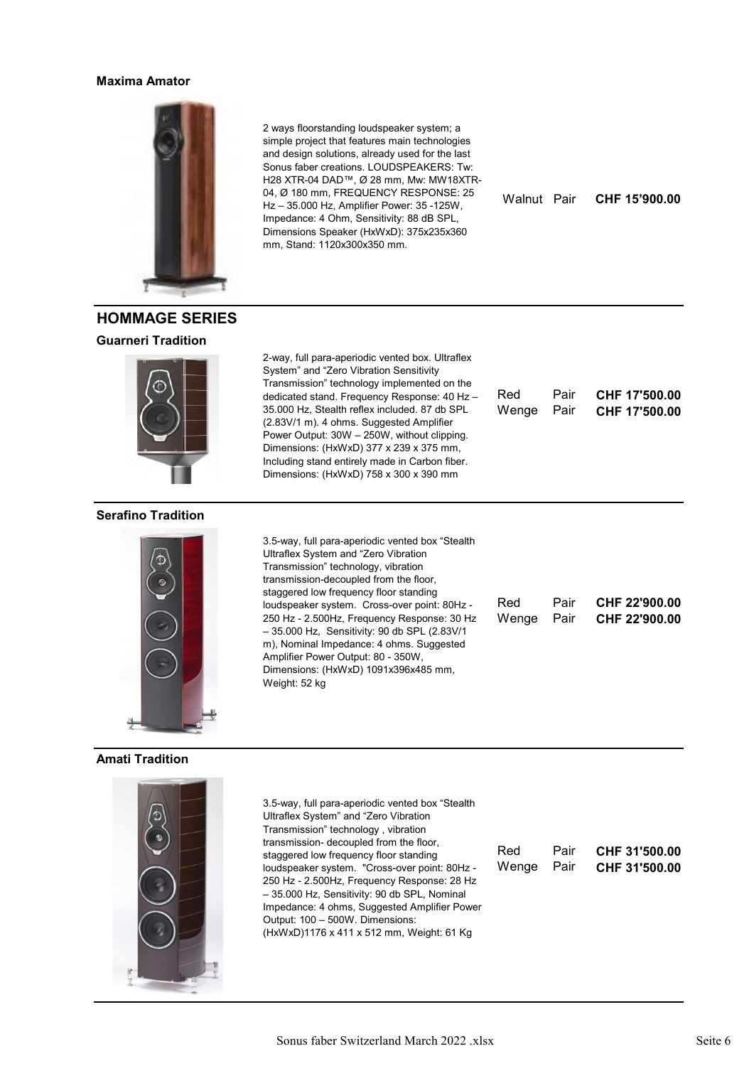### Maxima Amator

| Description | Finish | Unit | Price |
|---|---|---|---|
| 2 ways floorstanding loudspeaker system; a simple project that features main technologies and design solutions, already used for the last Sonus faber creations. LOUDSPEAKERS: Tw: H28 XTR-04 DAD™, Ø 28 mm, Mw: MW18XTR-04, Ø 180 mm, FREQUENCY RESPONSE: 25 Hz – 35.000 Hz, Amplifier Power: 35 -125W, Impedance: 4 Ohm, Sensitivity: 88 dB SPL, Dimensions Speaker (HxWxD): 375x235x360 mm, Stand: 1120x300x350 mm. | Walnut | Pair | **CHF 15'900.00** |

## HOMMAGE SERIES

### Guarneri Tradition

| Description | Finish | Unit | Price |
|---|---|---|---|
| 2-way, full para-aperiodic vented box. Ultraflex System" and "Zero Vibration Sensitivity Transmission" technology implemented on the dedicated stand. Frequency Response: 40 Hz – 35.000 Hz, Stealth reflex included. 87 db SPL (2.83V/1 m). 4 ohms. Suggested Amplifier Power Output: 30W – 250W, without clipping. Dimensions: (HxWxD) 377 x 239 x 375 mm, Including stand entirely made in Carbon fiber. Dimensions: (HxWxD) 758 x 300 x 390 mm | Red | Pair | **CHF 17'500.00** |
| | Wenge | Pair | **CHF 17'500.00** |

### Serafino Tradition

| Description | Finish | Unit | Price |
|---|---|---|---|
| 3.5-way, full para-aperiodic vented box "Stealth Ultraflex System and "Zero Vibration Transmission" technology, vibration transmission-decoupled from the floor, staggered low frequency floor standing loudspeaker system. Cross-over point: 80Hz - 250 Hz - 2.500Hz, Frequency Response: 30 Hz – 35.000 Hz, Sensitivity: 90 db SPL (2.83V/1 m), Nominal Impedance: 4 ohms. Suggested Amplifier Power Output: 80 - 350W, Dimensions: (HxWxD) 1091x396x485 mm, Weight: 52 kg | Red | Pair | **CHF 22'900.00** |
| | Wenge | Pair | **CHF 22'900.00** |

### Amati Tradition

| Description | Finish | Unit | Price |
|---|---|---|---|
| 3.5-way, full para-aperiodic vented box "Stealth Ultraflex System" and "Zero Vibration Transmission" technology , vibration transmission- decoupled from the floor, staggered low frequency floor standing loudspeaker system. "Cross-over point: 80Hz - 250 Hz - 2.500Hz, Frequency Response: 28 Hz – 35.000 Hz, Sensitivity: 90 db SPL, Nominal Impedance: 4 ohms, Suggested Amplifier Power Output: 100 – 500W. Dimensions: (HxWxD)1176 x 411 x 512 mm, Weight: 61 Kg | Red | Pair | **CHF 31'500.00** |
| | Wenge | Pair | **CHF 31'500.00** |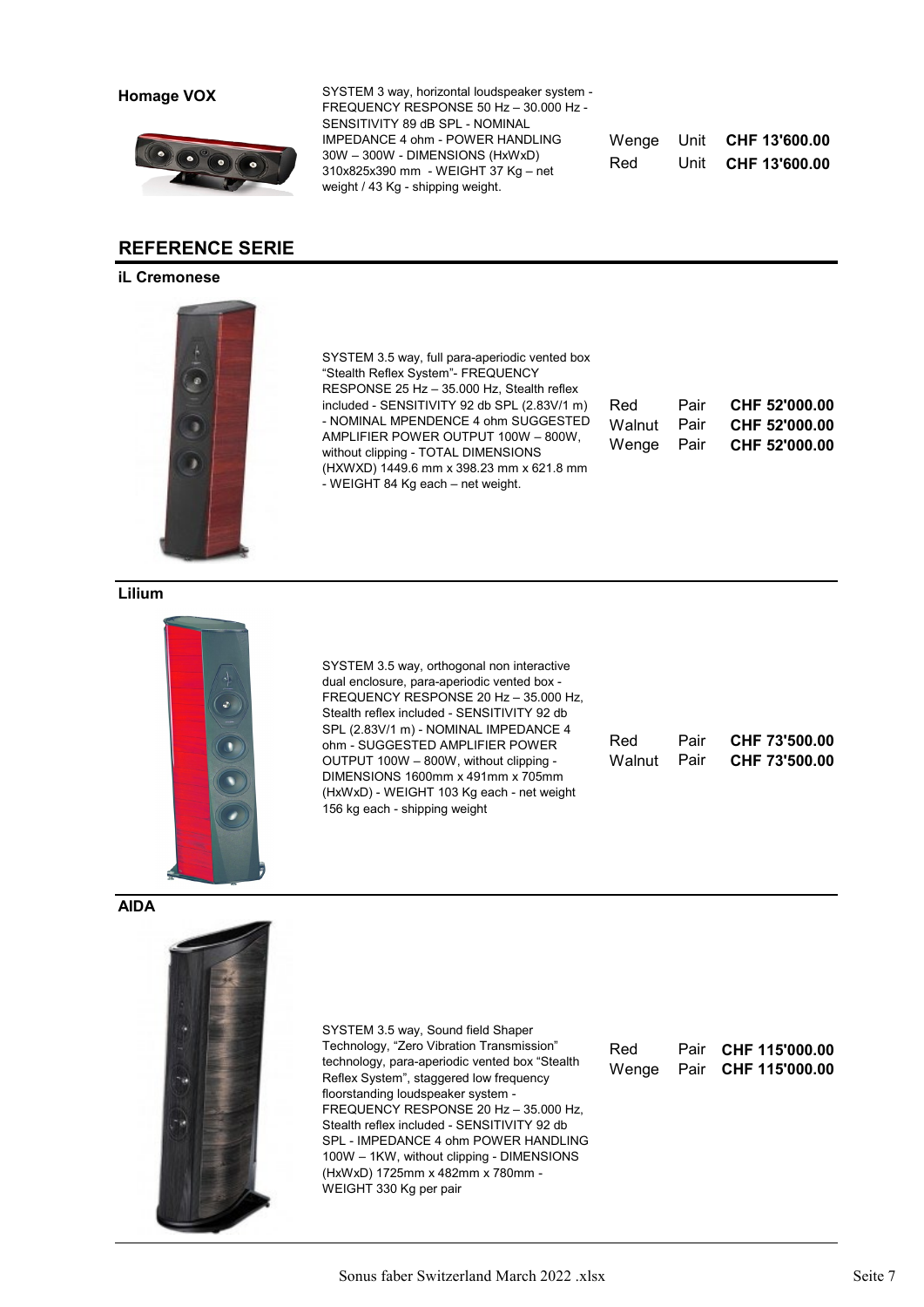**Homage VOX**

SYSTEM 3 way, horizontal loudspeaker system - FREQUENCY RESPONSE 50 Hz – 30.000 Hz - SENSITIVITY 89 dB SPL - NOMINAL IMPEDANCE 4 ohm - POWER HANDLING 30W – 300W - DIMENSIONS (HxWxD) 310x825x390 mm - WEIGHT 37 Kg – net weight / 43 Kg - shipping weight.

| | | |
|---|---|---|
| Wenge | Unit | **CHF 13'600.00** |
| Red | Unit | **CHF 13'600.00** |

## REFERENCE SERIE

### iL Cremonese

SYSTEM 3.5 way, full para-aperiodic vented box "Stealth Reflex System"- FREQUENCY RESPONSE 25 Hz – 35.000 Hz, Stealth reflex included - SENSITIVITY 92 db SPL (2.83V/1 m) - NOMINAL MPENDENCE 4 ohm SUGGESTED AMPLIFIER POWER OUTPUT 100W – 800W, without clipping - TOTAL DIMENSIONS (HXWXD) 1449.6 mm x 398.23 mm x 621.8 mm - WEIGHT 84 Kg each – net weight.

| | | |
|---|---|---|
| Red | Pair | **CHF 52'000.00** |
| Walnut | Pair | **CHF 52'000.00** |
| Wenge | Pair | **CHF 52'000.00** |

### Lilium

SYSTEM 3.5 way, orthogonal non interactive dual enclosure, para-aperiodic vented box - FREQUENCY RESPONSE 20 Hz – 35.000 Hz, Stealth reflex included - SENSITIVITY 92 db SPL (2.83V/1 m) - NOMINAL IMPEDANCE 4 ohm - SUGGESTED AMPLIFIER POWER OUTPUT 100W – 800W, without clipping - DIMENSIONS 1600mm x 491mm x 705mm (HxWxD) - WEIGHT 103 Kg each - net weight 156 kg each - shipping weight

| | | |
|---|---|---|
| Red | Pair | **CHF 73'500.00** |
| Walnut | Pair | **CHF 73'500.00** |

### AIDA

SYSTEM 3.5 way, Sound field Shaper Technology, "Zero Vibration Transmission" technology, para-aperiodic vented box "Stealth Reflex System", staggered low frequency floorstanding loudspeaker system - FREQUENCY RESPONSE 20 Hz – 35.000 Hz, Stealth reflex included - SENSITIVITY 92 db SPL - IMPEDANCE 4 ohm POWER HANDLING 100W – 1KW, without clipping - DIMENSIONS (HxWxD) 1725mm x 482mm x 780mm - WEIGHT 330 Kg per pair

| | | |
|---|---|---|
| Red | Pair | **CHF 115'000.00** |
| Wenge | Pair | **CHF 115'000.00** |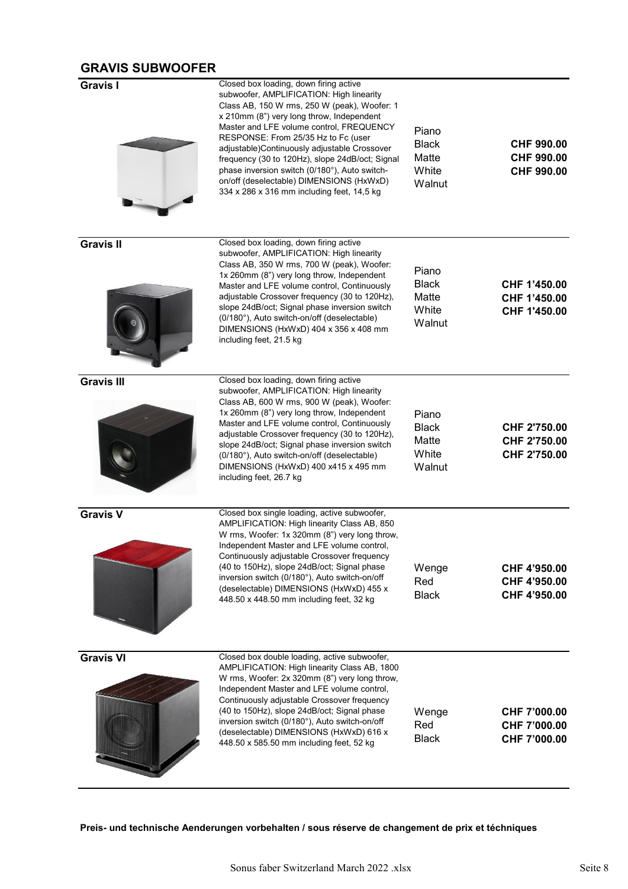## GRAVIS SUBWOOFER

| | | | |
|---|---|---|---|
| **Gravis I** | Closed box loading, down firing active subwoofer, AMPLIFICATION: High linearity Class AB, 150 W rms, 250 W (peak), Woofer: 1 x 210mm (8") very long throw, Independent Master and LFE volume control, FREQUENCY RESPONSE: From 25/35 Hz to Fc (user adjustable)Continuously adjustable Crossover frequency (30 to 120Hz), slope 24dB/oct; Signal phase inversion switch (0/180°), Auto switch-on/off (deselectable) DIMENSIONS (HxWxD) 334 x 286 x 316 mm including feet, 14,5 kg | Piano Black<br>Matte White<br>Walnut | **CHF 990.00**<br>**CHF 990.00**<br>**CHF 990.00** |
| **Gravis II** | Closed box loading, down firing active subwoofer, AMPLIFICATION: High linearity Class AB, 350 W rms, 700 W (peak), Woofer: 1x 260mm (8") very long throw, Independent Master and LFE volume control, Continuously adjustable Crossover frequency (30 to 120Hz), slope 24dB/oct; Signal phase inversion switch (0/180°), Auto switch-on/off (deselectable) DIMENSIONS (HxWxD) 404 x 356 x 408 mm including feet, 21.5 kg | Piano Black<br>Matte White<br>Walnut | **CHF 1'450.00**<br>**CHF 1'450.00**<br>**CHF 1'450.00** |
| **Gravis III** | Closed box loading, down firing active subwoofer, AMPLIFICATION: High linearity Class AB, 600 W rms, 900 W (peak), Woofer: 1x 260mm (8") very long throw, Independent Master and LFE volume control, Continuously adjustable Crossover frequency (30 to 120Hz), slope 24dB/oct; Signal phase inversion switch (0/180°), Auto switch-on/off (deselectable) DIMENSIONS (HxWxD) 400 x415 x 495 mm including feet, 26.7 kg | Piano Black<br>Matte White<br>Walnut | **CHF 2'750.00**<br>**CHF 2'750.00**<br>**CHF 2'750.00** |
| **Gravis V** | Closed box single loading, active subwoofer, AMPLIFICATION: High linearity Class AB, 850 W rms, Woofer: 1x 320mm (8") very long throw, Independent Master and LFE volume control, Continuously adjustable Crossover frequency (40 to 150Hz), slope 24dB/oct; Signal phase inversion switch (0/180°), Auto switch-on/off (deselectable) DIMENSIONS (HxWxD) 455 x 448.50 x 448.50 mm including feet, 32 kg | Wenge<br>Red<br>Black | **CHF 4'950.00**<br>**CHF 4'950.00**<br>**CHF 4'950.00** |
| **Gravis VI** | Closed box double loading, active subwoofer, AMPLIFICATION: High linearity Class AB, 1800 W rms, Woofer: 2x 320mm (8") very long throw, Independent Master and LFE volume control, Continuously adjustable Crossover frequency (40 to 150Hz), slope 24dB/oct; Signal phase inversion switch (0/180°), Auto switch-on/off (deselectable) DIMENSIONS (HxWxD) 616 x 448.50 x 585.50 mm including feet, 52 kg | Wenge<br>Red<br>Black | **CHF 7'000.00**<br>**CHF 7'000.00**<br>**CHF 7'000.00** |

**Preis- und technische Aenderungen vorbehalten / sous réserve de changement de prix et téchniques**